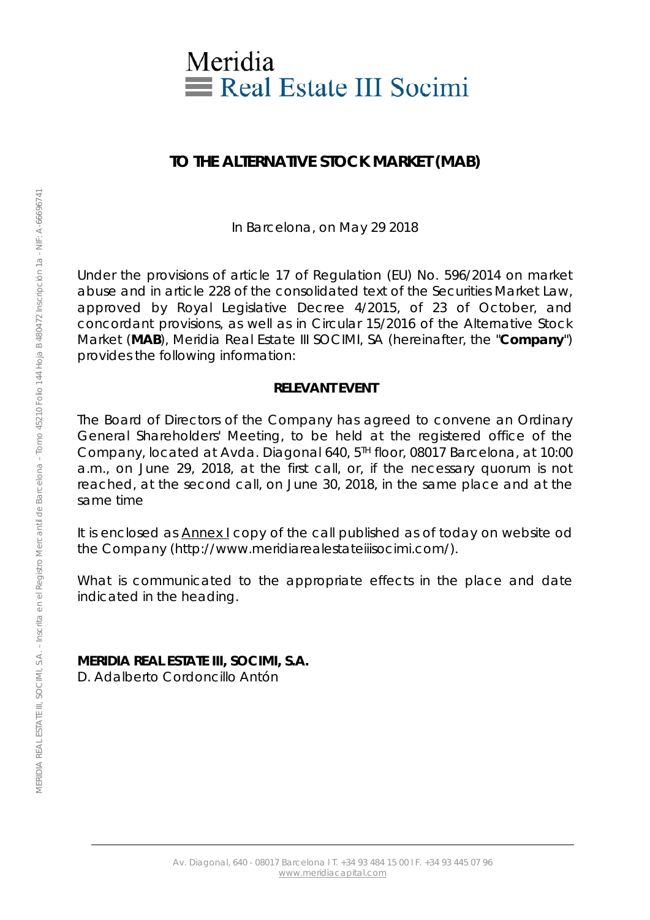Meridia
Real Estate III Socimi

## TO THE ALTERNATIVE STOCK MARKET (MAB)

In Barcelona, on May 29 2018

Under the provisions of article 17 of Regulation (EU) No. 596/2014 on market abuse and in article 228 of the consolidated text of the Securities Market Law, approved by Royal Legislative Decree 4/2015, of 23 of October, and concordant provisions, as well as in Circular 15/2016 of the Alternative Stock Market (**MAB**), Meridia Real Estate III SOCIMI, SA (hereinafter, the "**Company**") provides the following information:

### RELEVANT EVENT

The Board of Directors of the Company has agreed to convene an Ordinary General Shareholders' Meeting, to be held at the registered office of the Company, located at Avda. Diagonal 640, 5TH floor, 08017 Barcelona, at 10:00 a.m., on June 29, 2018, at the first call, or, if the necessary quorum is not reached, at the second call, on June 30, 2018, in the same place and at the same time

It is enclosed as Annex I copy of the call published as of today on website od the Company (http://www.meridiarealestateiiisocimi.com/).

What is communicated to the appropriate effects in the place and date indicated in the heading.

**MERIDIA REAL ESTATE III, SOCIMI, S.A.**
D. Adalberto Cordoncillo Antón

MERIDIA REAL ESTATE III, SOCIMI, S.A. – Inscrita en el Registro Mercantil de Barcelona – Tomo 45210 Folio 144 Hoja B 480472 Inscripción 1a - NIF: A-66696741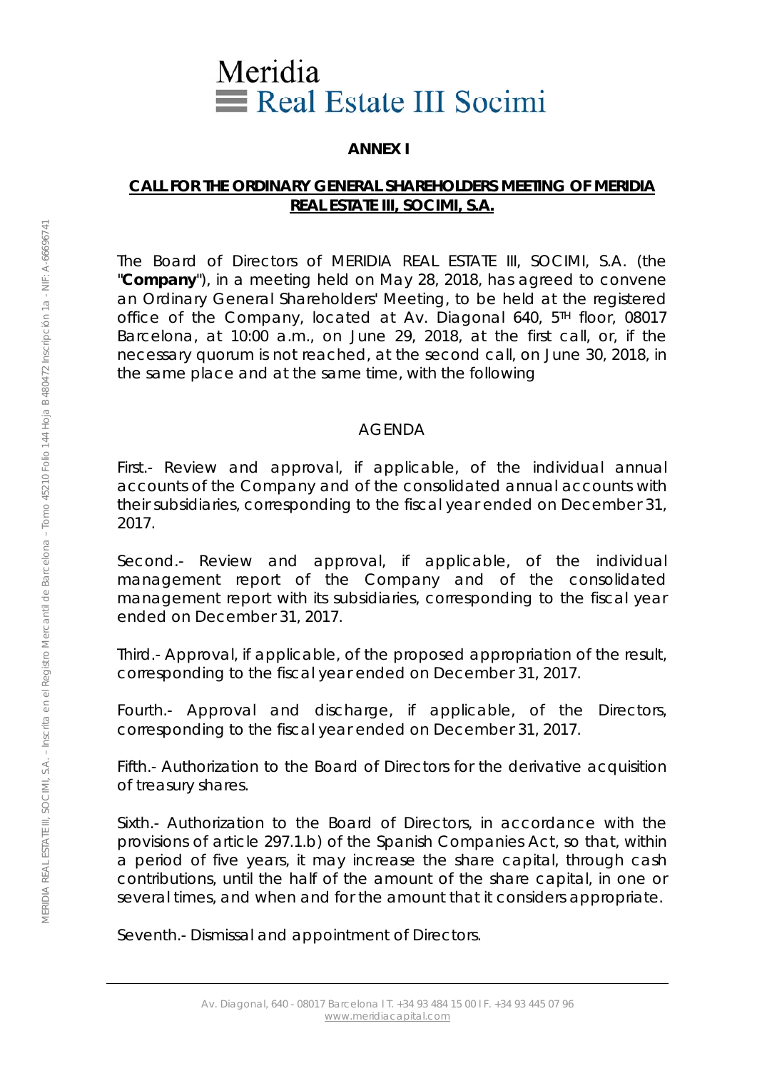# ANNEX I

## CALL FOR THE ORDINARY GENERAL SHAREHOLDERS MEETING OF MERIDIA REAL ESTATE III, SOCIMI, S.A.

The Board of Directors of MERIDIA REAL ESTATE III, SOCIMI, S.A. (the "**Company**"), in a meeting held on May 28, 2018, has agreed to convene an Ordinary General Shareholders' Meeting, to be held at the registered office of the Company, located at Av. Diagonal 640, 5TH floor, 08017 Barcelona, at 10:00 a.m., on June 29, 2018, at the first call, or, if the necessary quorum is not reached, at the second call, on June 30, 2018, in the same place and at the same time, with the following

AGENDA

First.- Review and approval, if applicable, of the individual annual accounts of the Company and of the consolidated annual accounts with their subsidiaries, corresponding to the fiscal year ended on December 31, 2017.

Second.- Review and approval, if applicable, of the individual management report of the Company and of the consolidated management report with its subsidiaries, corresponding to the fiscal year ended on December 31, 2017.

Third.- Approval, if applicable, of the proposed appropriation of the result, corresponding to the fiscal year ended on December 31, 2017.

Fourth.- Approval and discharge, if applicable, of the Directors, corresponding to the fiscal year ended on December 31, 2017.

Fifth.- Authorization to the Board of Directors for the derivative acquisition of treasury shares.

Sixth.- Authorization to the Board of Directors, in accordance with the provisions of article 297.1.b) of the Spanish Companies Act, so that, within a period of five years, it may increase the share capital, through cash contributions, until the half of the amount of the share capital, in one or several times, and when and for the amount that it considers appropriate.

Seventh.- Dismissal and appointment of Directors.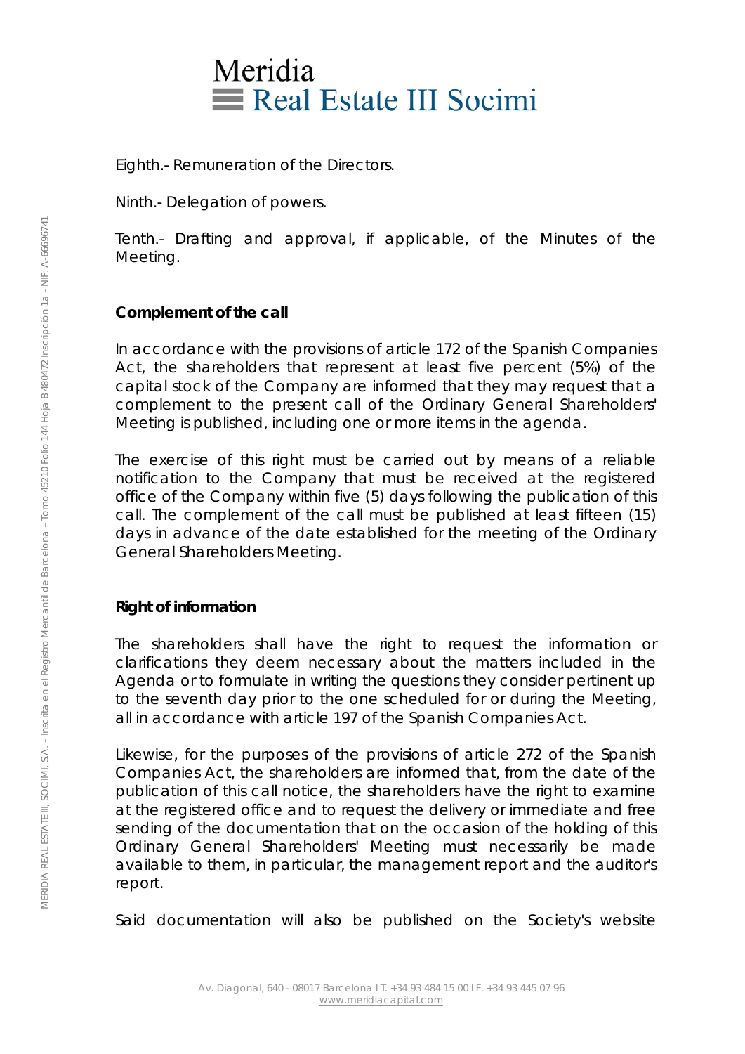Eighth.- Remuneration of the Directors.

Ninth.- Delegation of powers.

Tenth.- Drafting and approval, if applicable, of the Minutes of the Meeting.

**Complement of the call**

In accordance with the provisions of article 172 of the Spanish Companies Act, the shareholders that represent at least five percent (5%) of the capital stock of the Company are informed that they may request that a complement to the present call of the Ordinary General Shareholders' Meeting is published, including one or more items in the agenda.

The exercise of this right must be carried out by means of a reliable notification to the Company that must be received at the registered office of the Company within five (5) days following the publication of this call. The complement of the call must be published at least fifteen (15) days in advance of the date established for the meeting of the Ordinary General Shareholders Meeting.

**Right of information**

The shareholders shall have the right to request the information or clarifications they deem necessary about the matters included in the Agenda or to formulate in writing the questions they consider pertinent up to the seventh day prior to the one scheduled for or during the Meeting, all in accordance with article 197 of the Spanish Companies Act.

Likewise, for the purposes of the provisions of article 272 of the Spanish Companies Act, the shareholders are informed that, from the date of the publication of this call notice, the shareholders have the right to examine at the registered office and to request the delivery or immediate and free sending of the documentation that on the occasion of the holding of this Ordinary General Shareholders' Meeting must necessarily be made available to them, in particular, the management report and the auditor's report.

Said documentation will also be published on the Society's website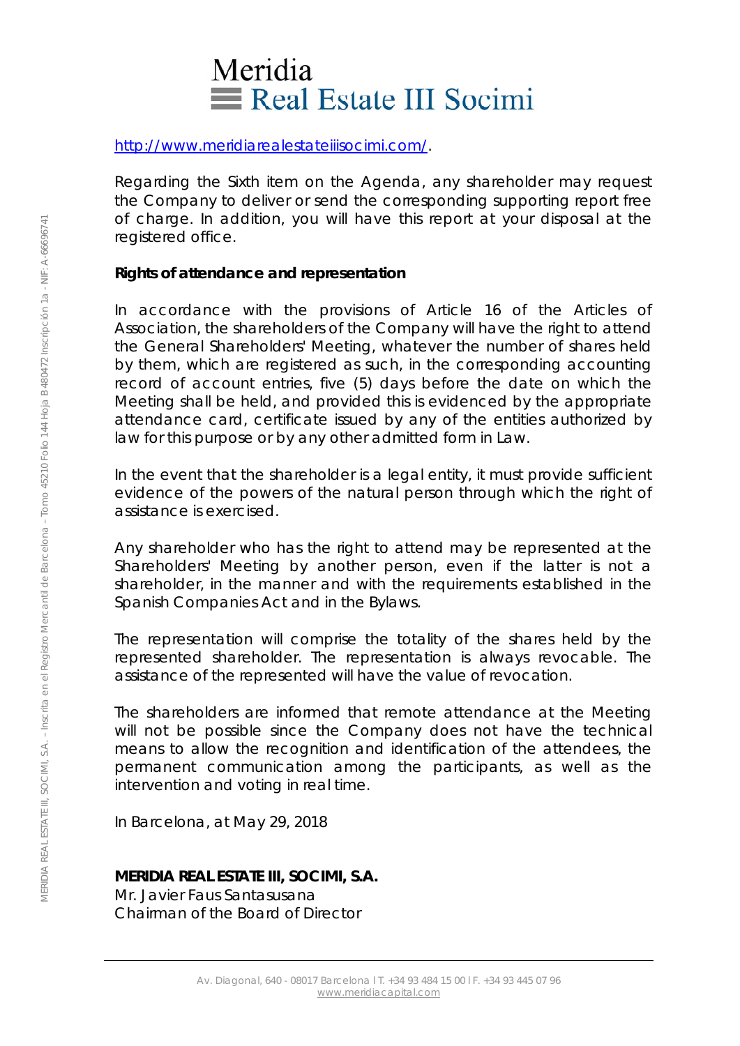http://www.meridiarealestateiiisocimi.com/.

Regarding the Sixth item on the Agenda, any shareholder may request the Company to deliver or send the corresponding supporting report free of charge. In addition, you will have this report at your disposal at the registered office.

**Rights of attendance and representation**

In accordance with the provisions of Article 16 of the Articles of Association, the shareholders of the Company will have the right to attend the General Shareholders' Meeting, whatever the number of shares held by them, which are registered as such, in the corresponding accounting record of account entries, five (5) days before the date on which the Meeting shall be held, and provided this is evidenced by the appropriate attendance card, certificate issued by any of the entities authorized by law for this purpose or by any other admitted form in Law.

In the event that the shareholder is a legal entity, it must provide sufficient evidence of the powers of the natural person through which the right of assistance is exercised.

Any shareholder who has the right to attend may be represented at the Shareholders' Meeting by another person, even if the latter is not a shareholder, in the manner and with the requirements established in the Spanish Companies Act and in the Bylaws.

The representation will comprise the totality of the shares held by the represented shareholder. The representation is always revocable. The assistance of the represented will have the value of revocation.

The shareholders are informed that remote attendance at the Meeting will not be possible since the Company does not have the technical means to allow the recognition and identification of the attendees, the permanent communication among the participants, as well as the intervention and voting in real time.

In Barcelona, at May 29, 2018

**MERIDIA REAL ESTATE III, SOCIMI, S.A.**
Mr. Javier Faus Santasusana
Chairman of the Board of Director